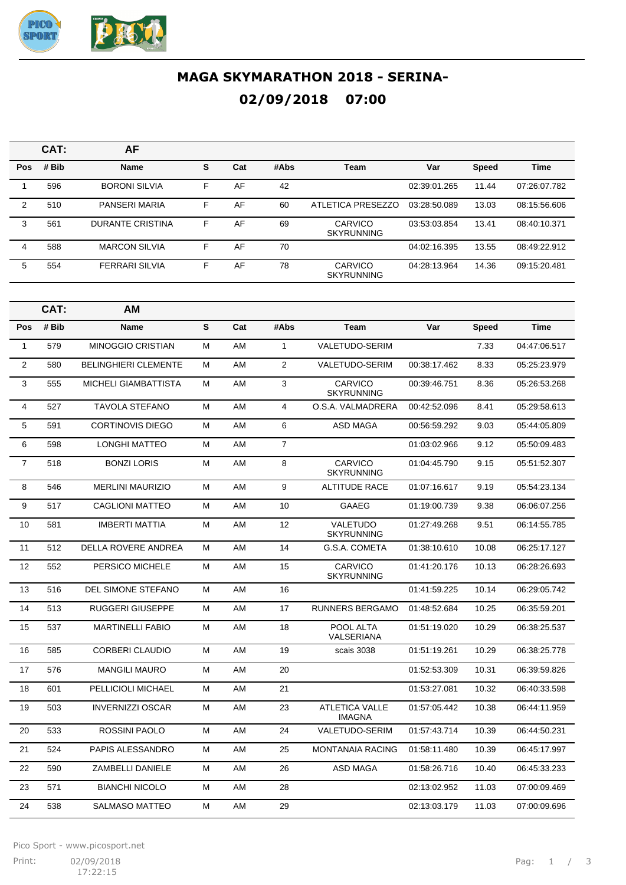# MAGA SKYMARATHON 2018 - SERINA-

## 02/09/2018 07:00

**CAT: AF**

| Pos | # Bib | Name | S | Cat | #Abs | Team | Var | Speed | Time |
|---|---|---|---|---|---|---|---|---|---|
| 1 | 596 | BORONI SILVIA | F | AF | 42 | | 02:39:01.265 | 11.44 | 07:26:07.782 |
| 2 | 510 | PANSERI MARIA | F | AF | 60 | ATLETICA PRESEZZO | 03:28:50.089 | 13.03 | 08:15:56.606 |
| 3 | 561 | DURANTE CRISTINA | F | AF | 69 | CARVICO SKYRUNNING | 03:53:03.854 | 13.41 | 08:40:10.371 |
| 4 | 588 | MARCON SILVIA | F | AF | 70 | | 04:02:16.395 | 13.55 | 08:49:22.912 |
| 5 | 554 | FERRARI SILVIA | F | AF | 78 | CARVICO SKYRUNNING | 04:28:13.964 | 14.36 | 09:15:20.481 |

**CAT: AM**

| Pos | # Bib | Name | S | Cat | #Abs | Team | Var | Speed | Time |
|---|---|---|---|---|---|---|---|---|---|
| 1 | 579 | MINOGGIO CRISTIAN | M | AM | 1 | VALETUDO-SERIM | | 7.33 | 04:47:06.517 |
| 2 | 580 | BELINGHIERI CLEMENTE | M | AM | 2 | VALETUDO-SERIM | 00:38:17.462 | 8.33 | 05:25:23.979 |
| 3 | 555 | MICHELI GIAMBATTISTA | M | AM | 3 | CARVICO SKYRUNNING | 00:39:46.751 | 8.36 | 05:26:53.268 |
| 4 | 527 | TAVOLA STEFANO | M | AM | 4 | O.S.A. VALMADRERA | 00:42:52.096 | 8.41 | 05:29:58.613 |
| 5 | 591 | CORTINOVIS DIEGO | M | AM | 6 | ASD MAGA | 00:56:59.292 | 9.03 | 05:44:05.809 |
| 6 | 598 | LONGHI MATTEO | M | AM | 7 | | 01:03:02.966 | 9.12 | 05:50:09.483 |
| 7 | 518 | BONZI LORIS | M | AM | 8 | CARVICO SKYRUNNING | 01:04:45.790 | 9.15 | 05:51:52.307 |
| 8 | 546 | MERLINI MAURIZIO | M | AM | 9 | ALTITUDE RACE | 01:07:16.617 | 9.19 | 05:54:23.134 |
| 9 | 517 | CAGLIONI MATTEO | M | AM | 10 | GAAEG | 01:19:00.739 | 9.38 | 06:06:07.256 |
| 10 | 581 | IMBERTI MATTIA | M | AM | 12 | VALETUDO SKYRUNNING | 01:27:49.268 | 9.51 | 06:14:55.785 |
| 11 | 512 | DELLA ROVERE ANDREA | M | AM | 14 | G.S.A. COMETA | 01:38:10.610 | 10.08 | 06:25:17.127 |
| 12 | 552 | PERSICO MICHELE | M | AM | 15 | CARVICO SKYRUNNING | 01:41:20.176 | 10.13 | 06:28:26.693 |
| 13 | 516 | DEL SIMONE STEFANO | M | AM | 16 | | 01:41:59.225 | 10.14 | 06:29:05.742 |
| 14 | 513 | RUGGERI GIUSEPPE | M | AM | 17 | RUNNERS BERGAMO | 01:48:52.684 | 10.25 | 06:35:59.201 |
| 15 | 537 | MARTINELLI FABIO | M | AM | 18 | POOL ALTA VALSERIANA | 01:51:19.020 | 10.29 | 06:38:25.537 |
| 16 | 585 | CORBERI CLAUDIO | M | AM | 19 | scais 3038 | 01:51:19.261 | 10.29 | 06:38:25.778 |
| 17 | 576 | MANGILI MAURO | M | AM | 20 | | 01:52:53.309 | 10.31 | 06:39:59.826 |
| 18 | 601 | PELLICIOLI MICHAEL | M | AM | 21 | | 01:53:27.081 | 10.32 | 06:40:33.598 |
| 19 | 503 | INVERNIZZI OSCAR | M | AM | 23 | ATLETICA VALLE IMAGNA | 01:57:05.442 | 10.38 | 06:44:11.959 |
| 20 | 533 | ROSSINI PAOLO | M | AM | 24 | VALETUDO-SERIM | 01:57:43.714 | 10.39 | 06:44:50.231 |
| 21 | 524 | PAPIS ALESSANDRO | M | AM | 25 | MONTANAIA RACING | 01:58:11.480 | 10.39 | 06:45:17.997 |
| 22 | 590 | ZAMBELLI DANIELE | M | AM | 26 | ASD MAGA | 01:58:26.716 | 10.40 | 06:45:33.233 |
| 23 | 571 | BIANCHI NICOLO | M | AM | 28 | | 02:13:02.952 | 11.03 | 07:00:09.469 |
| 24 | 538 | SALMASO MATTEO | M | AM | 29 | | 02:13:03.179 | 11.03 | 07:00:09.696 |

Pico Sport - www.picosport.net

Print: 02/09/2018 17:22:15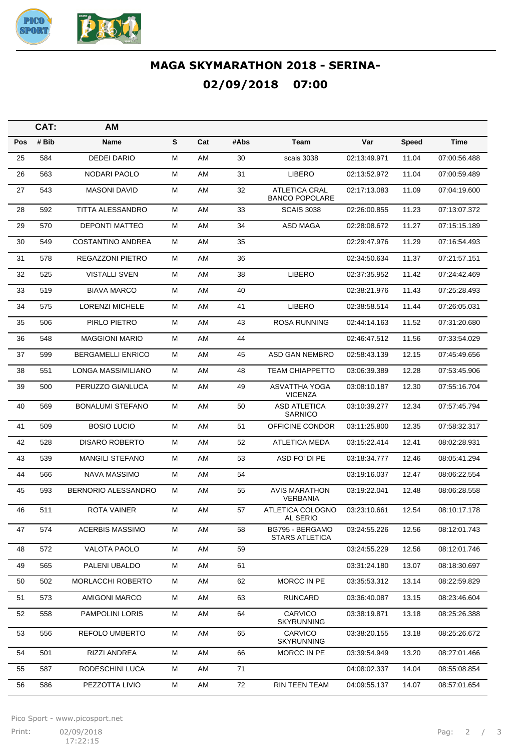# MAGA SKYMARATHON 2018 - SERINA-

## 02/09/2018 07:00

| CAT: | AM | | | | | | | |
|---|---|---|---|---|---|---|---|---|
| **Pos** | **# Bib** | **Name** | **S** | **Cat** | **#Abs** | **Team** | **Var** | **Speed** | **Time** |

| Pos | # Bib | Name | S | Cat | #Abs | Team | Var | Speed | Time |
|---|---|---|---|---|---|---|---|---|---|
| 25 | 584 | DEDEI DARIO | M | AM | 30 | scais 3038 | 02:13:49.971 | 11.04 | 07:00:56.488 |
| 26 | 563 | NODARI PAOLO | M | AM | 31 | LIBERO | 02:13:52.972 | 11.04 | 07:00:59.489 |
| 27 | 543 | MASONI DAVID | M | AM | 32 | ATLETICA CRAL BANCO POPOLARE | 02:17:13.083 | 11.09 | 07:04:19.600 |
| 28 | 592 | TITTA ALESSANDRO | M | AM | 33 | SCAIS 3038 | 02:26:00.855 | 11.23 | 07:13:07.372 |
| 29 | 570 | DEPONTI MATTEO | M | AM | 34 | ASD MAGA | 02:28:08.672 | 11.27 | 07:15:15.189 |
| 30 | 549 | COSTANTINO ANDREA | M | AM | 35 | | 02:29:47.976 | 11.29 | 07:16:54.493 |
| 31 | 578 | REGAZZONI PIETRO | M | AM | 36 | | 02:34:50.634 | 11.37 | 07:21:57.151 |
| 32 | 525 | VISTALLI SVEN | M | AM | 38 | LIBERO | 02:37:35.952 | 11.42 | 07:24:42.469 |
| 33 | 519 | BIAVA MARCO | M | AM | 40 | | 02:38:21.976 | 11.43 | 07:25:28.493 |
| 34 | 575 | LORENZI MICHELE | M | AM | 41 | LIBERO | 02:38:58.514 | 11.44 | 07:26:05.031 |
| 35 | 506 | PIRLO PIETRO | M | AM | 43 | ROSA RUNNING | 02:44:14.163 | 11.52 | 07:31:20.680 |
| 36 | 548 | MAGGIONI MARIO | M | AM | 44 | | 02:46:47.512 | 11.56 | 07:33:54.029 |
| 37 | 599 | BERGAMELLI ENRICO | M | AM | 45 | ASD GAN NEMBRO | 02:58:43.139 | 12.15 | 07:45:49.656 |
| 38 | 551 | LONGA MASSIMILIANO | M | AM | 48 | TEAM CHIAPPETTO | 03:06:39.389 | 12.28 | 07:53:45.906 |
| 39 | 500 | PERUZZO GIANLUCA | M | AM | 49 | ASVATTHA YOGA VICENZA | 03:08:10.187 | 12.30 | 07:55:16.704 |
| 40 | 569 | BONALUMI STEFANO | M | AM | 50 | ASD ATLETICA SARNICO | 03:10:39.277 | 12.34 | 07:57:45.794 |
| 41 | 509 | BOSIO LUCIO | M | AM | 51 | OFFICINE CONDOR | 03:11:25.800 | 12.35 | 07:58:32.317 |
| 42 | 528 | DISARO ROBERTO | M | AM | 52 | ATLETICA MEDA | 03:15:22.414 | 12.41 | 08:02:28.931 |
| 43 | 539 | MANGILI STEFANO | M | AM | 53 | ASD FO' DI PE | 03:18:34.777 | 12.46 | 08:05:41.294 |
| 44 | 566 | NAVA MASSIMO | M | AM | 54 | | 03:19:16.037 | 12.47 | 08:06:22.554 |
| 45 | 593 | BERNORIO ALESSANDRO | M | AM | 55 | AVIS MARATHON VERBANIA | 03:19:22.041 | 12.48 | 08:06:28.558 |
| 46 | 511 | ROTA VAINER | M | AM | 57 | ATLETICA COLOGNO AL SERIO | 03:23:10.661 | 12.54 | 08:10:17.178 |
| 47 | 574 | ACERBIS MASSIMO | M | AM | 58 | BG795 - BERGAMO STARS ATLETICA | 03:24:55.226 | 12.56 | 08:12:01.743 |
| 48 | 572 | VALOTA PAOLO | M | AM | 59 | | 03:24:55.229 | 12.56 | 08:12:01.746 |
| 49 | 565 | PALENI UBALDO | M | AM | 61 | | 03:31:24.180 | 13.07 | 08:18:30.697 |
| 50 | 502 | MORLACCHI ROBERTO | M | AM | 62 | MORCC IN PE | 03:35:53.312 | 13.14 | 08:22:59.829 |
| 51 | 573 | AMIGONI MARCO | M | AM | 63 | RUNCARD | 03:36:40.087 | 13.15 | 08:23:46.604 |
| 52 | 558 | PAMPOLINI LORIS | M | AM | 64 | CARVICO SKYRUNNING | 03:38:19.871 | 13.18 | 08:25:26.388 |
| 53 | 556 | REFOLO UMBERTO | M | AM | 65 | CARVICO SKYRUNNING | 03:38:20.155 | 13.18 | 08:25:26.672 |
| 54 | 501 | RIZZI ANDREA | M | AM | 66 | MORCC IN PE | 03:39:54.949 | 13.20 | 08:27:01.466 |
| 55 | 587 | RODESCHINI LUCA | M | AM | 71 | | 04:08:02.337 | 14.04 | 08:55:08.854 |
| 56 | 586 | PEZZOTTA LIVIO | M | AM | 72 | RIN TEEN TEAM | 04:09:55.137 | 14.07 | 08:57:01.654 |

Pico Sport - www.picosport.net

Print: 02/09/2018 17:22:15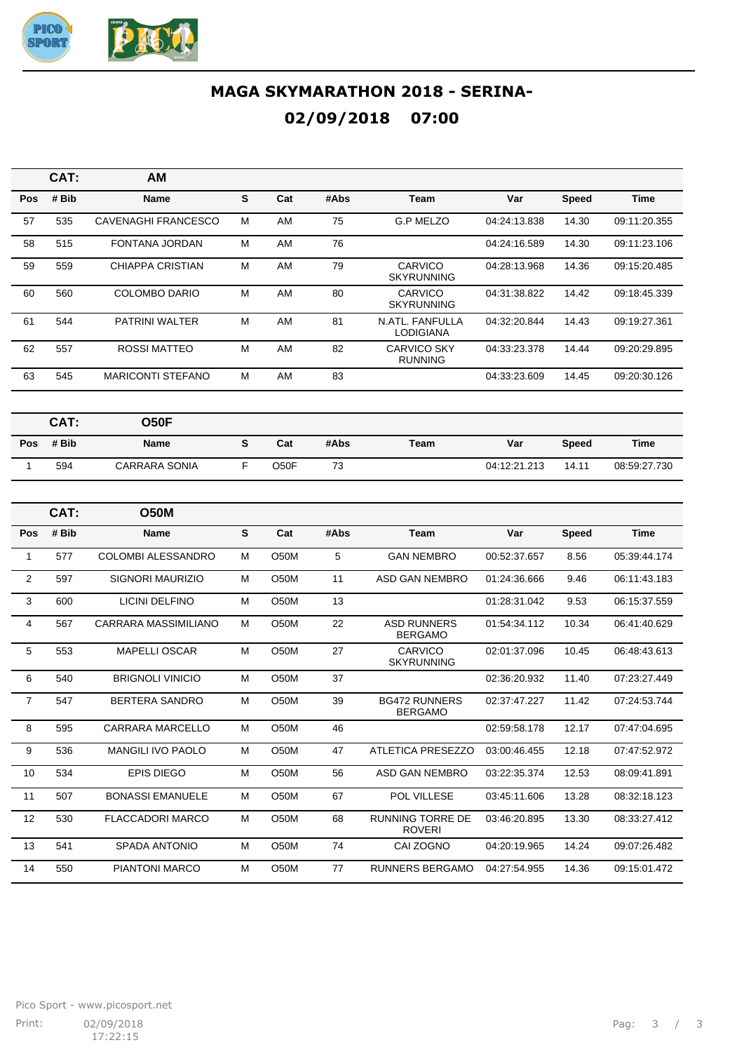# MAGA SKYMARATHON 2018 - SERINA-

## 02/09/2018 07:00

**CAT: AM**

| Pos | # Bib | Name | S | Cat | #Abs | Team | Var | Speed | Time |
|---|---|---|---|---|---|---|---|---|---|
| 57 | 535 | CAVENAGHI FRANCESCO | M | AM | 75 | G.P MELZO | 04:24:13.838 | 14.30 | 09:11:20.355 |
| 58 | 515 | FONTANA JORDAN | M | AM | 76 | | 04:24:16.589 | 14.30 | 09:11:23.106 |
| 59 | 559 | CHIAPPA CRISTIAN | M | AM | 79 | CARVICO SKYRUNNING | 04:28:13.968 | 14.36 | 09:15:20.485 |
| 60 | 560 | COLOMBO DARIO | M | AM | 80 | CARVICO SKYRUNNING | 04:31:38.822 | 14.42 | 09:18:45.339 |
| 61 | 544 | PATRINI WALTER | M | AM | 81 | N.ATL. FANFULLA LODIGIANA | 04:32:20.844 | 14.43 | 09:19:27.361 |
| 62 | 557 | ROSSI MATTEO | M | AM | 82 | CARVICO SKY RUNNING | 04:33:23.378 | 14.44 | 09:20:29.895 |
| 63 | 545 | MARICONTI STEFANO | M | AM | 83 | | 04:33:23.609 | 14.45 | 09:20:30.126 |

**CAT: O50F**

| Pos | # Bib | Name | S | Cat | #Abs | Team | Var | Speed | Time |
|---|---|---|---|---|---|---|---|---|---|
| 1 | 594 | CARRARA SONIA | F | O50F | 73 | | 04:12:21.213 | 14.11 | 08:59:27.730 |

**CAT: O50M**

| Pos | # Bib | Name | S | Cat | #Abs | Team | Var | Speed | Time |
|---|---|---|---|---|---|---|---|---|---|
| 1 | 577 | COLOMBI ALESSANDRO | M | O50M | 5 | GAN NEMBRO | 00:52:37.657 | 8.56 | 05:39:44.174 |
| 2 | 597 | SIGNORI MAURIZIO | M | O50M | 11 | ASD GAN NEMBRO | 01:24:36.666 | 9.46 | 06:11:43.183 |
| 3 | 600 | LICINI DELFINO | M | O50M | 13 | | 01:28:31.042 | 9.53 | 06:15:37.559 |
| 4 | 567 | CARRARA MASSIMILIANO | M | O50M | 22 | ASD RUNNERS BERGAMO | 01:54:34.112 | 10.34 | 06:41:40.629 |
| 5 | 553 | MAPELLI OSCAR | M | O50M | 27 | CARVICO SKYRUNNING | 02:01:37.096 | 10.45 | 06:48:43.613 |
| 6 | 540 | BRIGNOLI VINICIO | M | O50M | 37 | | 02:36:20.932 | 11.40 | 07:23:27.449 |
| 7 | 547 | BERTERA SANDRO | M | O50M | 39 | BG472 RUNNERS BERGAMO | 02:37:47.227 | 11.42 | 07:24:53.744 |
| 8 | 595 | CARRARA MARCELLO | M | O50M | 46 | | 02:59:58.178 | 12.17 | 07:47:04.695 |
| 9 | 536 | MANGILI IVO PAOLO | M | O50M | 47 | ATLETICA PRESEZZO | 03:00:46.455 | 12.18 | 07:47:52.972 |
| 10 | 534 | EPIS DIEGO | M | O50M | 56 | ASD GAN NEMBRO | 03:22:35.374 | 12.53 | 08:09:41.891 |
| 11 | 507 | BONASSI EMANUELE | M | O50M | 67 | POL VILLESE | 03:45:11.606 | 13.28 | 08:32:18.123 |
| 12 | 530 | FLACCADORI MARCO | M | O50M | 68 | RUNNING TORRE DE ROVERI | 03:46:20.895 | 13.30 | 08:33:27.412 |
| 13 | 541 | SPADA ANTONIO | M | O50M | 74 | CAI ZOGNO | 04:20:19.965 | 14.24 | 09:07:26.482 |
| 14 | 550 | PIANTONI MARCO | M | O50M | 77 | RUNNERS BERGAMO | 04:27:54.955 | 14.36 | 09:15:01.472 |

Pico Sport - www.picosport.net

Print: 02/09/2018 17:22:15